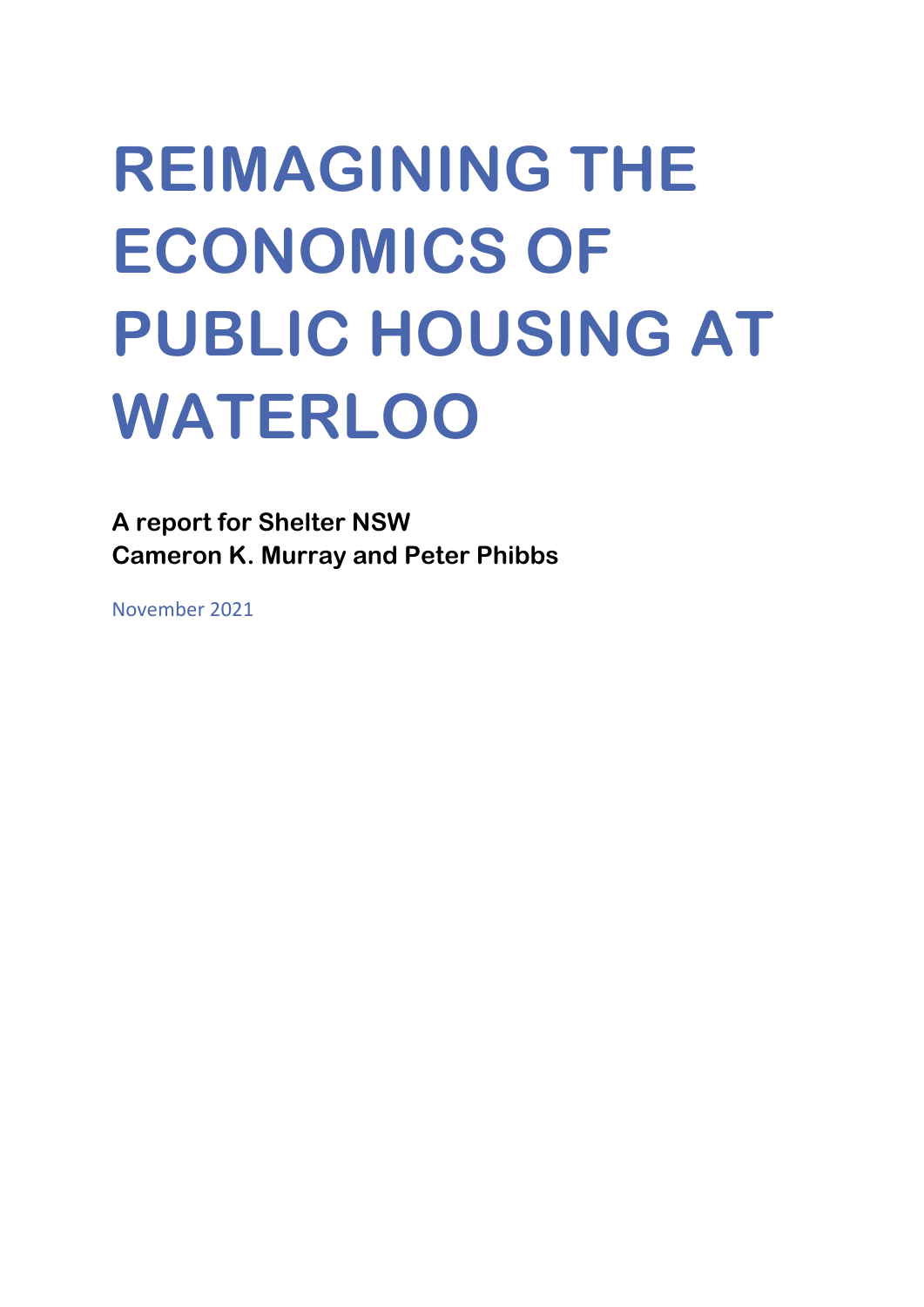# REIMAGINING THE ECONOMICS OF PUBLIC HOUSING AT WATERLOO

**A report for Shelter NSW**
**Cameron K. Murray and Peter Phibbs**

November 2021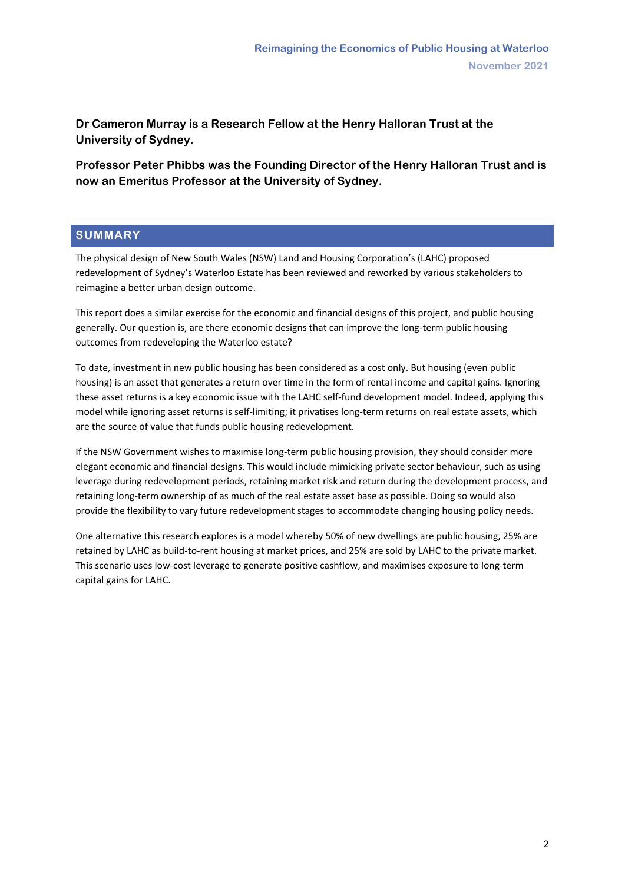**Dr Cameron Murray is a Research Fellow at the Henry Halloran Trust at the University of Sydney.**

**Professor Peter Phibbs was the Founding Director of the Henry Halloran Trust and is now an Emeritus Professor at the University of Sydney.**

## SUMMARY

The physical design of New South Wales (NSW) Land and Housing Corporation's (LAHC) proposed redevelopment of Sydney's Waterloo Estate has been reviewed and reworked by various stakeholders to reimagine a better urban design outcome.

This report does a similar exercise for the economic and financial designs of this project, and public housing generally. Our question is, are there economic designs that can improve the long-term public housing outcomes from redeveloping the Waterloo estate?

To date, investment in new public housing has been considered as a cost only. But housing (even public housing) is an asset that generates a return over time in the form of rental income and capital gains. Ignoring these asset returns is a key economic issue with the LAHC self-fund development model. Indeed, applying this model while ignoring asset returns is self-limiting; it privatises long-term returns on real estate assets, which are the source of value that funds public housing redevelopment.

If the NSW Government wishes to maximise long-term public housing provision, they should consider more elegant economic and financial designs. This would include mimicking private sector behaviour, such as using leverage during redevelopment periods, retaining market risk and return during the development process, and retaining long-term ownership of as much of the real estate asset base as possible. Doing so would also provide the flexibility to vary future redevelopment stages to accommodate changing housing policy needs.

One alternative this research explores is a model whereby 50% of new dwellings are public housing, 25% are retained by LAHC as build-to-rent housing at market prices, and 25% are sold by LAHC to the private market. This scenario uses low-cost leverage to generate positive cashflow, and maximises exposure to long-term capital gains for LAHC.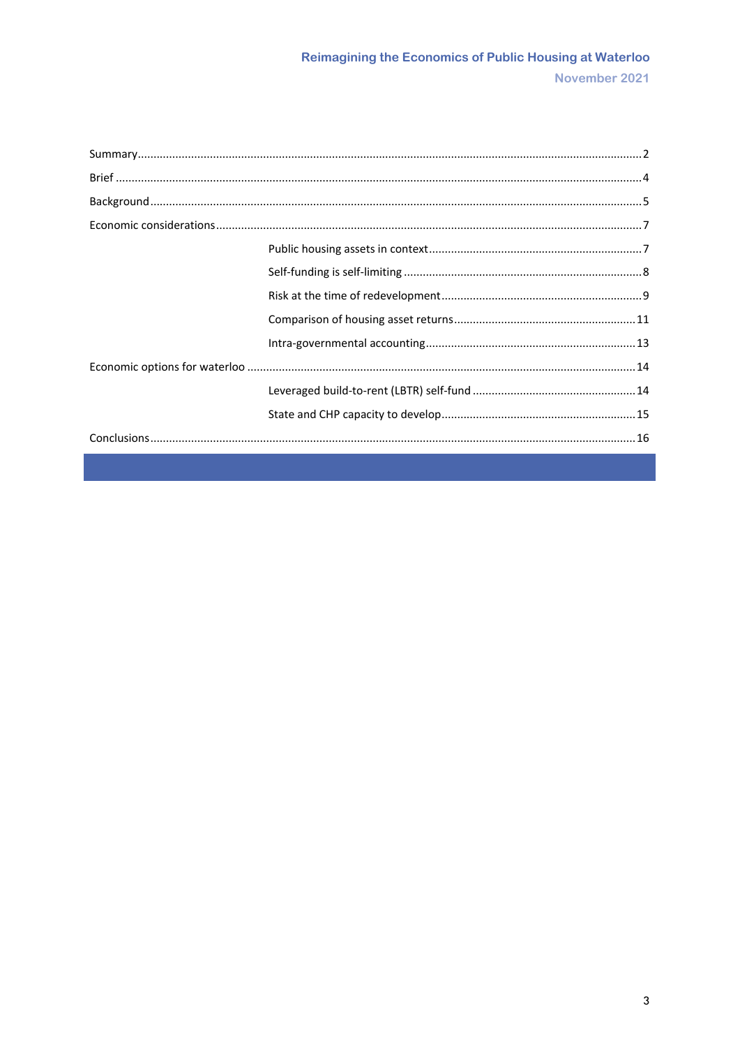Summary ..... 2

Brief ..... 4

Background ..... 5

Economic considerations ..... 7

- Public housing assets in context ..... 7
- Self-funding is self-limiting ..... 8
- Risk at the time of redevelopment ..... 9
- Comparison of housing asset returns ..... 11
- Intra-governmental accounting ..... 13

Economic options for waterloo ..... 14

- Leveraged build-to-rent (LBTR) self-fund ..... 14
- State and CHP capacity to develop ..... 15

Conclusions ..... 16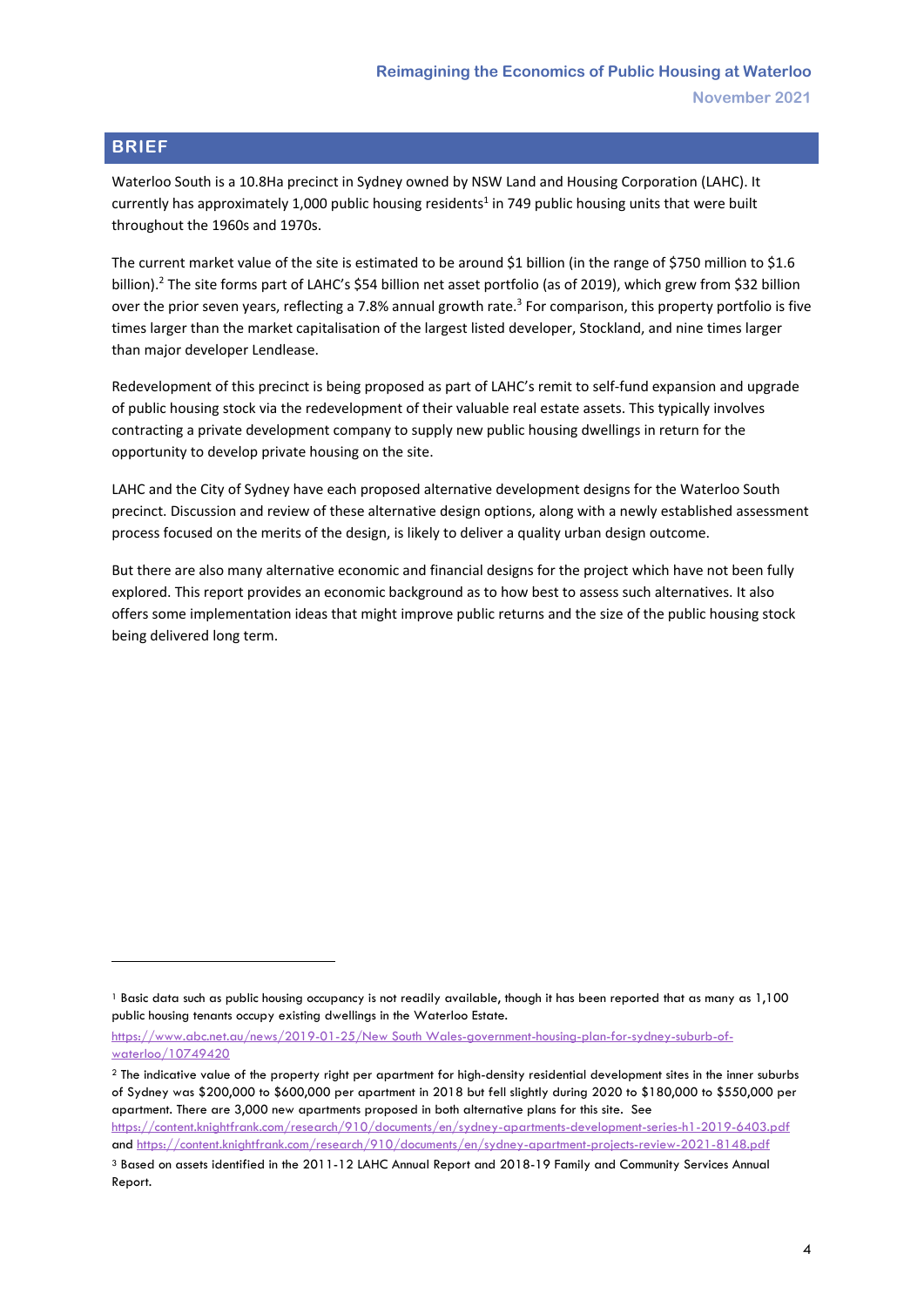## BRIEF

Waterloo South is a 10.8Ha precinct in Sydney owned by NSW Land and Housing Corporation (LAHC). It currently has approximately 1,000 public housing residents[1] in 749 public housing units that were built throughout the 1960s and 1970s.

The current market value of the site is estimated to be around $1 billion (in the range of $750 million to $1.6 billion).[2] The site forms part of LAHC's $54 billion net asset portfolio (as of 2019), which grew from $32 billion over the prior seven years, reflecting a 7.8% annual growth rate.[3] For comparison, this property portfolio is five times larger than the market capitalisation of the largest listed developer, Stockland, and nine times larger than major developer Lendlease.

Redevelopment of this precinct is being proposed as part of LAHC's remit to self-fund expansion and upgrade of public housing stock via the redevelopment of their valuable real estate assets. This typically involves contracting a private development company to supply new public housing dwellings in return for the opportunity to develop private housing on the site.

LAHC and the City of Sydney have each proposed alternative development designs for the Waterloo South precinct. Discussion and review of these alternative design options, along with a newly established assessment process focused on the merits of the design, is likely to deliver a quality urban design outcome.

But there are also many alternative economic and financial designs for the project which have not been fully explored. This report provides an economic background as to how best to assess such alternatives. It also offers some implementation ideas that might improve public returns and the size of the public housing stock being delivered long term.

---

[1] Basic data such as public housing occupancy is not readily available, though it has been reported that as many as 1,100 public housing tenants occupy existing dwellings in the Waterloo Estate. https://www.abc.net.au/news/2019-01-25/New South Wales-government-housing-plan-for-sydney-suburb-of-waterloo/10749420

[2] The indicative value of the property right per apartment for high-density residential development sites in the inner suburbs of Sydney was $200,000 to $600,000 per apartment in 2018 but fell slightly during 2020 to $180,000 to $550,000 per apartment. There are 3,000 new apartments proposed in both alternative plans for this site. See https://content.knightfrank.com/research/910/documents/en/sydney-apartments-development-series-h1-2019-6403.pdf and https://content.knightfrank.com/research/910/documents/en/sydney-apartment-projects-review-2021-8148.pdf

[3] Based on assets identified in the 2011-12 LAHC Annual Report and 2018-19 Family and Community Services Annual Report.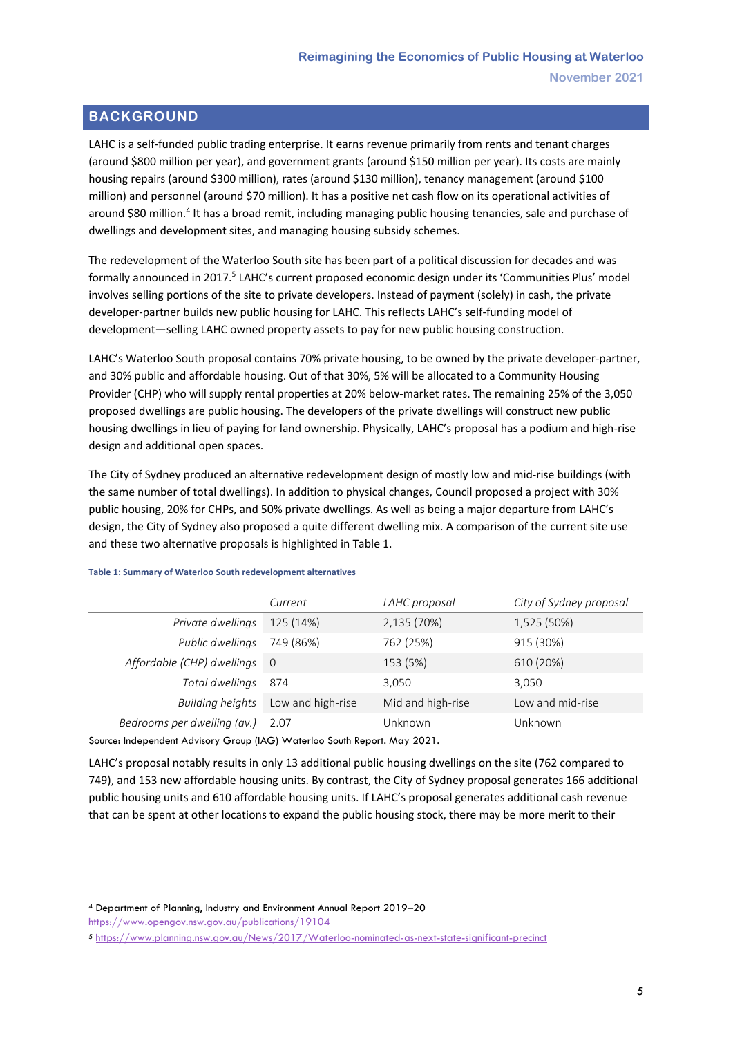## BACKGROUND

LAHC is a self-funded public trading enterprise. It earns revenue primarily from rents and tenant charges (around $800 million per year), and government grants (around $150 million per year). Its costs are mainly housing repairs (around $300 million), rates (around $130 million), tenancy management (around $100 million) and personnel (around $70 million). It has a positive net cash flow on its operational activities of around $80 million.[4] It has a broad remit, including managing public housing tenancies, sale and purchase of dwellings and development sites, and managing housing subsidy schemes.

The redevelopment of the Waterloo South site has been part of a political discussion for decades and was formally announced in 2017.[5] LAHC's current proposed economic design under its 'Communities Plus' model involves selling portions of the site to private developers. Instead of payment (solely) in cash, the private developer-partner builds new public housing for LAHC. This reflects LAHC's self-funding model of development—selling LAHC owned property assets to pay for new public housing construction.

LAHC's Waterloo South proposal contains 70% private housing, to be owned by the private developer-partner, and 30% public and affordable housing. Out of that 30%, 5% will be allocated to a Community Housing Provider (CHP) who will supply rental properties at 20% below-market rates. The remaining 25% of the 3,050 proposed dwellings are public housing. The developers of the private dwellings will construct new public housing dwellings in lieu of paying for land ownership. Physically, LAHC's proposal has a podium and high-rise design and additional open spaces.

The City of Sydney produced an alternative redevelopment design of mostly low and mid-rise buildings (with the same number of total dwellings). In addition to physical changes, Council proposed a project with 30% public housing, 20% for CHPs, and 50% private dwellings. As well as being a major departure from LAHC's design, the City of Sydney also proposed a quite different dwelling mix. A comparison of the current site use and these two alternative proposals is highlighted in Table 1.

**Table 1: Summary of Waterloo South redevelopment alternatives**

| | *Current* | *LAHC proposal* | *City of Sydney proposal* |
|---|---|---|---|
| *Private dwellings* | 125 (14%) | 2,135 (70%) | 1,525 (50%) |
| *Public dwellings* | 749 (86%) | 762 (25%) | 915 (30%) |
| *Affordable (CHP) dwellings* | 0 | 153 (5%) | 610 (20%) |
| *Total dwellings* | 874 | 3,050 | 3,050 |
| *Building heights* | Low and high-rise | Mid and high-rise | Low and mid-rise |
| *Bedrooms per dwelling (av.)* | 2.07 | Unknown | Unknown |

Source: Independent Advisory Group (IAG) Waterloo South Report. May 2021.

LAHC's proposal notably results in only 13 additional public housing dwellings on the site (762 compared to 749), and 153 new affordable housing units. By contrast, the City of Sydney proposal generates 166 additional public housing units and 610 affordable housing units. If LAHC's proposal generates additional cash revenue that can be spent at other locations to expand the public housing stock, there may be more merit to their

[4] Department of Planning, Industry and Environment Annual Report 2019–20 https://www.opengov.nsw.gov.au/publications/19104

[5] https://www.planning.nsw.gov.au/News/2017/Waterloo-nominated-as-next-state-significant-precinct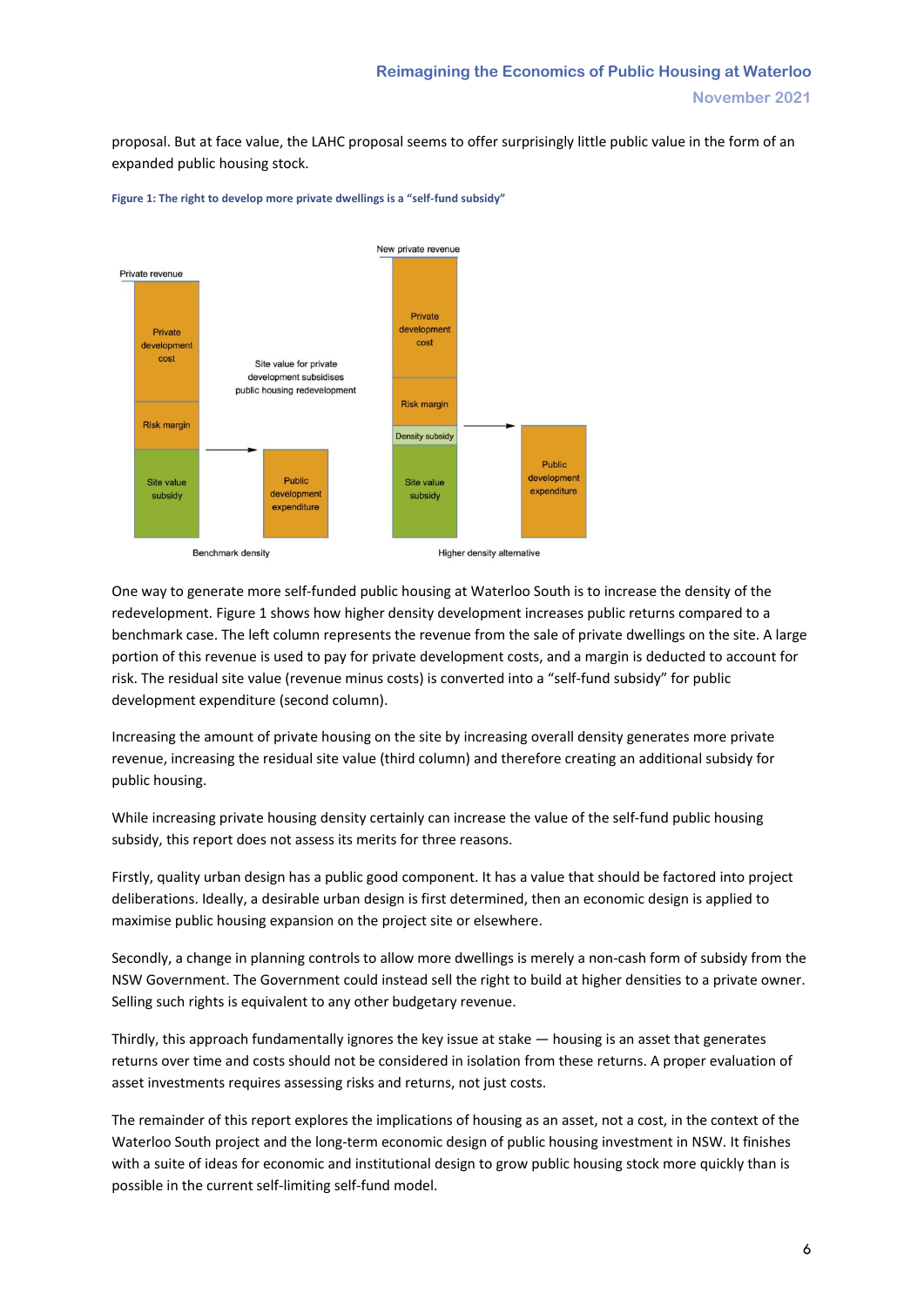proposal. But at face value, the LAHC proposal seems to offer surprisingly little public value in the form of an expanded public housing stock.

**Figure 1: The right to develop more private dwellings is a "self-fund subsidy"**

Private revenue

Private development cost

Risk margin

Site value subsidy

Site value for private development subsidises public housing redevelopment

Public development expenditure

Benchmark density

New private revenue

Private development cost

Risk margin

Density subsidy

Site value subsidy

Public development expenditure

Higher density alternative

One way to generate more self-funded public housing at Waterloo South is to increase the density of the redevelopment. Figure 1 shows how higher density development increases public returns compared to a benchmark case. The left column represents the revenue from the sale of private dwellings on the site. A large portion of this revenue is used to pay for private development costs, and a margin is deducted to account for risk. The residual site value (revenue minus costs) is converted into a "self-fund subsidy" for public development expenditure (second column).

Increasing the amount of private housing on the site by increasing overall density generates more private revenue, increasing the residual site value (third column) and therefore creating an additional subsidy for public housing.

While increasing private housing density certainly can increase the value of the self-fund public housing subsidy, this report does not assess its merits for three reasons.

Firstly, quality urban design has a public good component. It has a value that should be factored into project deliberations. Ideally, a desirable urban design is first determined, then an economic design is applied to maximise public housing expansion on the project site or elsewhere.

Secondly, a change in planning controls to allow more dwellings is merely a non-cash form of subsidy from the NSW Government. The Government could instead sell the right to build at higher densities to a private owner. Selling such rights is equivalent to any other budgetary revenue.

Thirdly, this approach fundamentally ignores the key issue at stake — housing is an asset that generates returns over time and costs should not be considered in isolation from these returns. A proper evaluation of asset investments requires assessing risks and returns, not just costs.

The remainder of this report explores the implications of housing as an asset, not a cost, in the context of the Waterloo South project and the long-term economic design of public housing investment in NSW. It finishes with a suite of ideas for economic and institutional design to grow public housing stock more quickly than is possible in the current self-limiting self-fund model.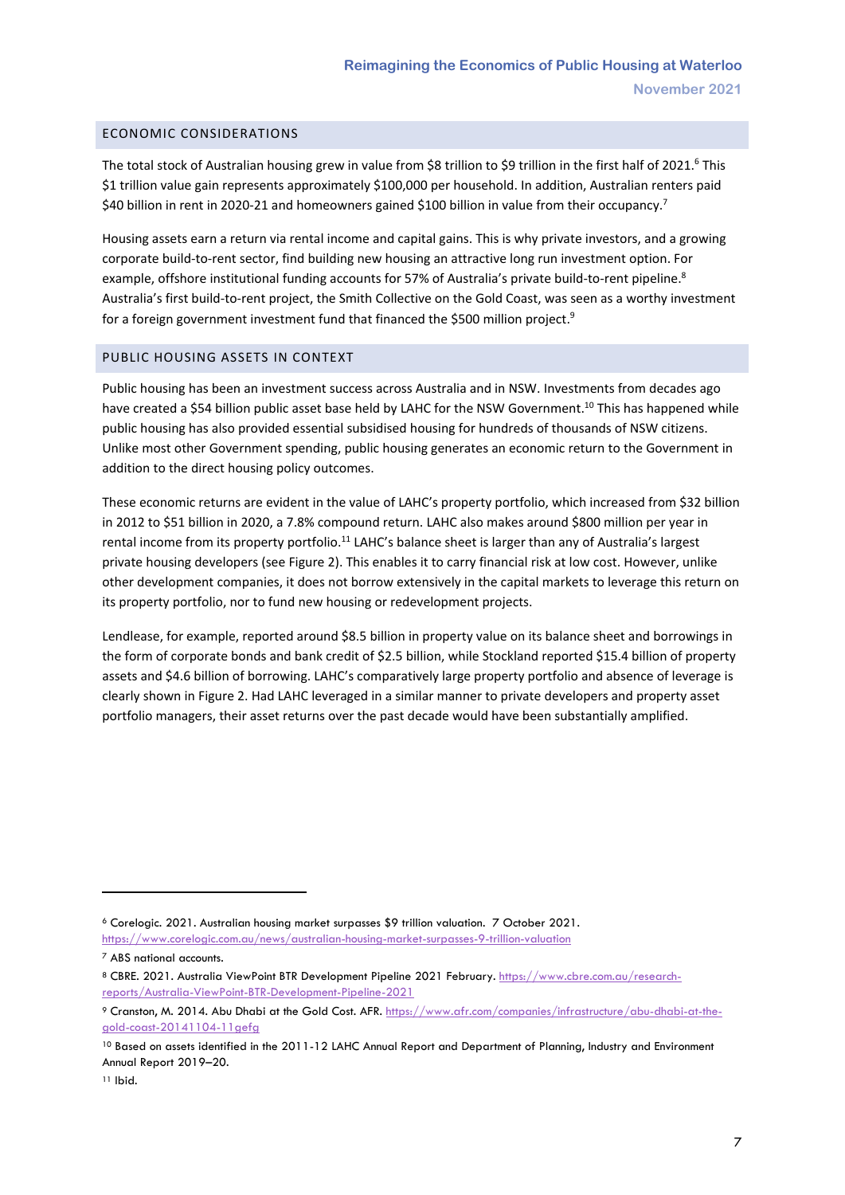## ECONOMIC CONSIDERATIONS

The total stock of Australian housing grew in value from $8 trillion to $9 trillion in the first half of 2021.[6] This $1 trillion value gain represents approximately $100,000 per household. In addition, Australian renters paid $40 billion in rent in 2020-21 and homeowners gained $100 billion in value from their occupancy.[7]

Housing assets earn a return via rental income and capital gains. This is why private investors, and a growing corporate build-to-rent sector, find building new housing an attractive long run investment option. For example, offshore institutional funding accounts for 57% of Australia's private build-to-rent pipeline.[8] Australia's first build-to-rent project, the Smith Collective on the Gold Coast, was seen as a worthy investment for a foreign government investment fund that financed the $500 million project.[9]

## PUBLIC HOUSING ASSETS IN CONTEXT

Public housing has been an investment success across Australia and in NSW. Investments from decades ago have created a $54 billion public asset base held by LAHC for the NSW Government.[10] This has happened while public housing has also provided essential subsidised housing for hundreds of thousands of NSW citizens. Unlike most other Government spending, public housing generates an economic return to the Government in addition to the direct housing policy outcomes.

These economic returns are evident in the value of LAHC's property portfolio, which increased from $32 billion in 2012 to $51 billion in 2020, a 7.8% compound return. LAHC also makes around $800 million per year in rental income from its property portfolio.[11] LAHC's balance sheet is larger than any of Australia's largest private housing developers (see Figure 2). This enables it to carry financial risk at low cost. However, unlike other development companies, it does not borrow extensively in the capital markets to leverage this return on its property portfolio, nor to fund new housing or redevelopment projects.

Lendlease, for example, reported around $8.5 billion in property value on its balance sheet and borrowings in the form of corporate bonds and bank credit of $2.5 billion, while Stockland reported $15.4 billion of property assets and $4.6 billion of borrowing. LAHC's comparatively large property portfolio and absence of leverage is clearly shown in Figure 2. Had LAHC leveraged in a similar manner to private developers and property asset portfolio managers, their asset returns over the past decade would have been substantially amplified.

---

[6] Corelogic. 2021. Australian housing market surpasses $9 trillion valuation. 7 October 2021. https://www.corelogic.com.au/news/australian-housing-market-surpasses-9-trillion-valuation

[7] ABS national accounts.

[8] CBRE. 2021. Australia ViewPoint BTR Development Pipeline 2021 February. https://www.cbre.com.au/research-reports/Australia-ViewPoint-BTR-Development-Pipeline-2021

[9] Cranston, M. 2014. Abu Dhabi at the Gold Cost. AFR. https://www.afr.com/companies/infrastructure/abu-dhabi-at-the-gold-coast-20141104-11gefg

[10] Based on assets identified in the 2011-12 LAHC Annual Report and Department of Planning, Industry and Environment Annual Report 2019–20.

[11] Ibid.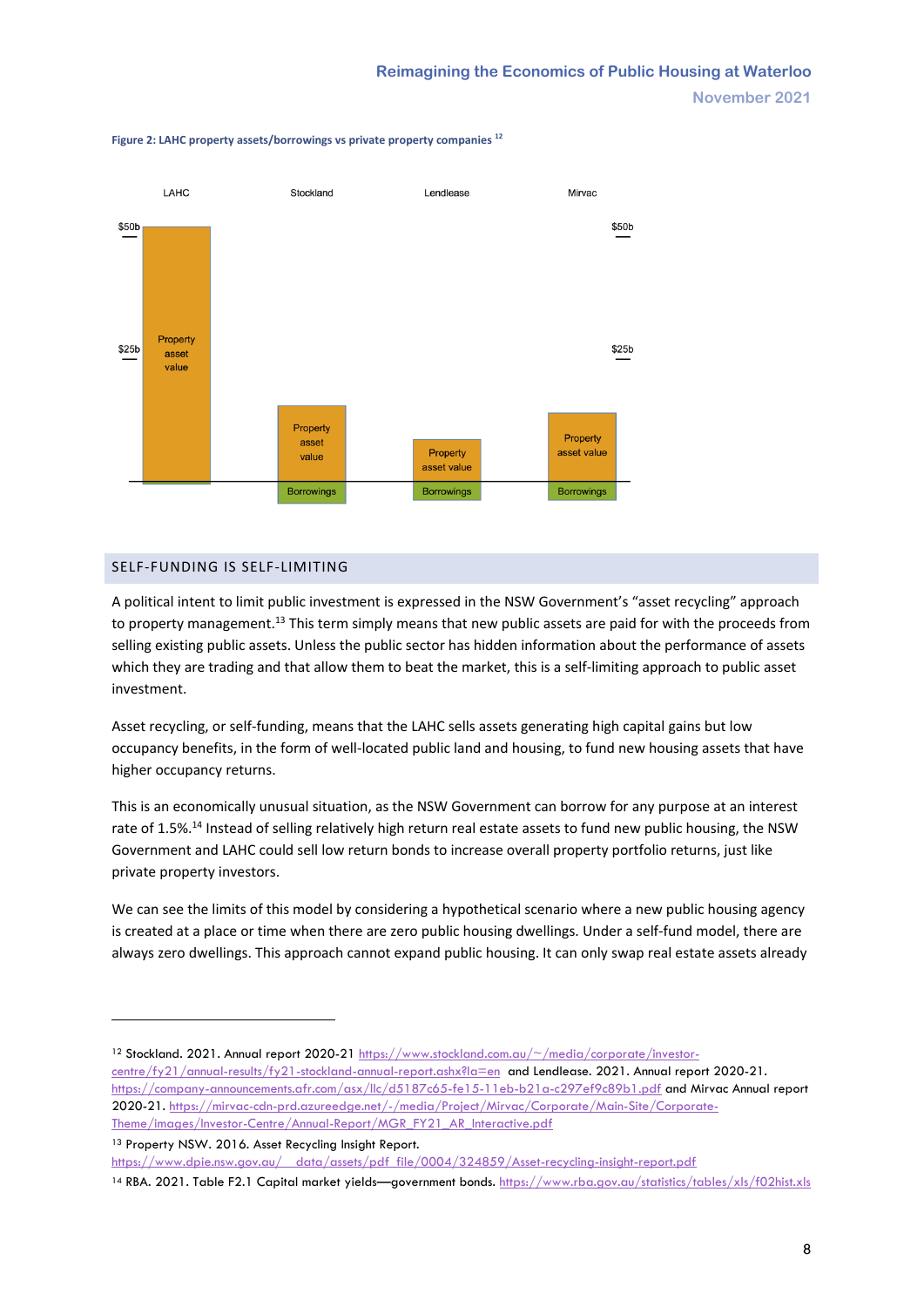Figure 2: LAHC property assets/borrowings vs private property companies [12]

LAHC
Stockland
Lendlease
Mirvac

$50b
$25b

Property asset value
Borrowings

## SELF-FUNDING IS SELF-LIMITING

A political intent to limit public investment is expressed in the NSW Government's "asset recycling" approach to property management.[13] This term simply means that new public assets are paid for with the proceeds from selling existing public assets. Unless the public sector has hidden information about the performance of assets which they are trading and that allow them to beat the market, this is a self-limiting approach to public asset investment.

Asset recycling, or self-funding, means that the LAHC sells assets generating high capital gains but low occupancy benefits, in the form of well-located public land and housing, to fund new housing assets that have higher occupancy returns.

This is an economically unusual situation, as the NSW Government can borrow for any purpose at an interest rate of 1.5%.[14] Instead of selling relatively high return real estate assets to fund new public housing, the NSW Government and LAHC could sell low return bonds to increase overall property portfolio returns, just like private property investors.

We can see the limits of this model by considering a hypothetical scenario where a new public housing agency is created at a place or time when there are zero public housing dwellings. Under a self-fund model, there are always zero dwellings. This approach cannot expand public housing. It can only swap real estate assets already

---

[12] Stockland. 2021. Annual report 2020-21 https://www.stockland.com.au/~/media/corporate/investor-centre/fy21/annual-results/fy21-stockland-annual-report.ashx?la=en and Lendlease. 2021. Annual report 2020-21. https://company-announcements.afr.com/asx/llc/d5187c65-fe15-11eb-b21a-c297ef9c89b1.pdf and Mirvac Annual report 2020-21. https://mirvac-cdn-prd.azureedge.net/-/media/Project/Mirvac/Corporate/Main-Site/Corporate-Theme/images/Investor-Centre/Annual-Report/MGR_FY21_AR_Interactive.pdf

[13] Property NSW. 2016. Asset Recycling Insight Report. https://www.dpie.nsw.gov.au/__data/assets/pdf_file/0004/324859/Asset-recycling-insight-report.pdf

[14] RBA. 2021. Table F2.1 Capital market yields—government bonds. https://www.rba.gov.au/statistics/tables/xls/f02hist.xls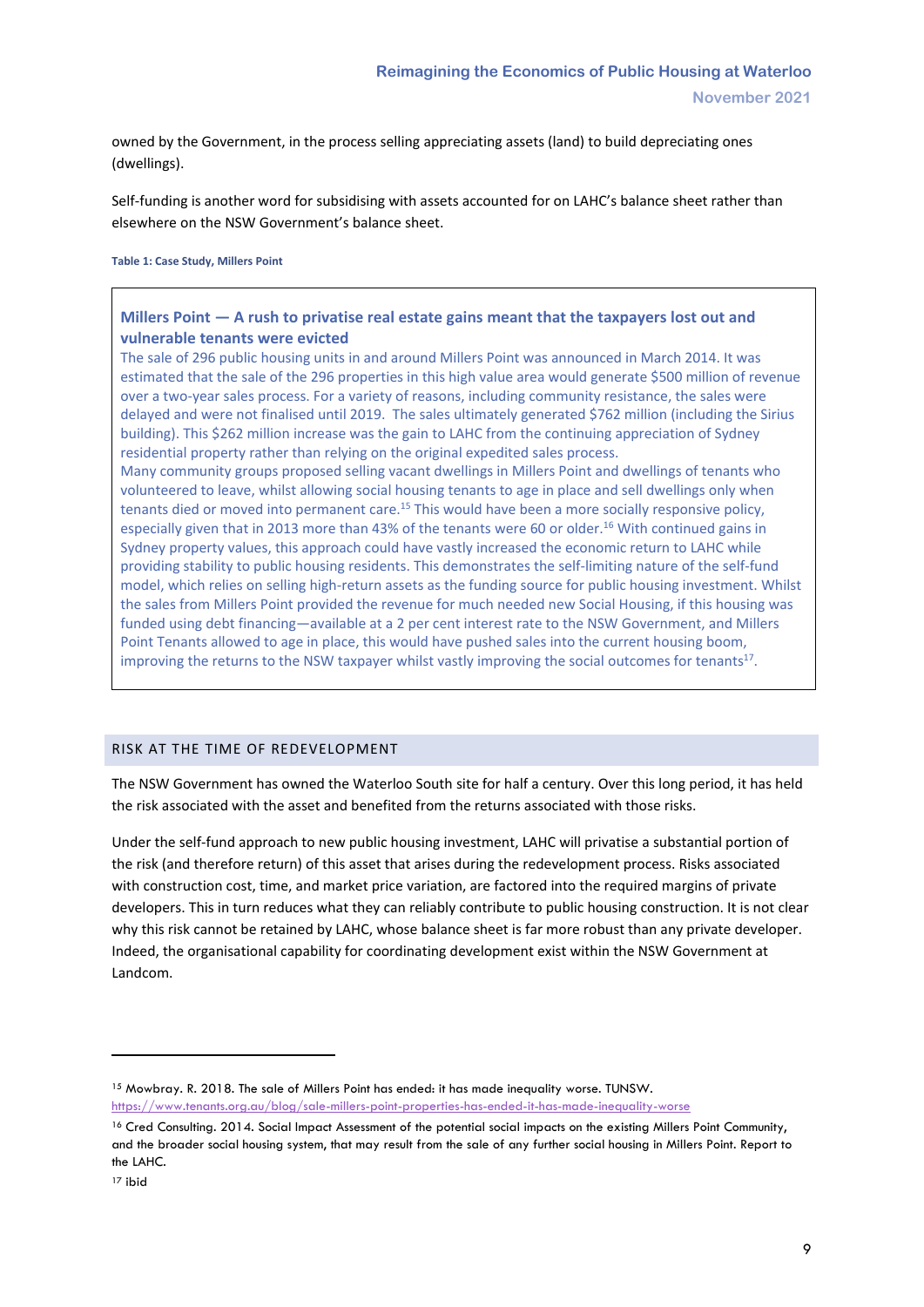owned by the Government, in the process selling appreciating assets (land) to build depreciating ones (dwellings).

Self-funding is another word for subsidising with assets accounted for on LAHC's balance sheet rather than elsewhere on the NSW Government's balance sheet.

**Table 1: Case Study, Millers Point**

> **Millers Point — A rush to privatise real estate gains meant that the taxpayers lost out and vulnerable tenants were evicted**
>
> The sale of 296 public housing units in and around Millers Point was announced in March 2014. It was estimated that the sale of the 296 properties in this high value area would generate $500 million of revenue over a two-year sales process. For a variety of reasons, including community resistance, the sales were delayed and were not finalised until 2019. The sales ultimately generated $762 million (including the Sirius building). This $262 million increase was the gain to LAHC from the continuing appreciation of Sydney residential property rather than relying on the original expedited sales process.
>
> Many community groups proposed selling vacant dwellings in Millers Point and dwellings of tenants who volunteered to leave, whilst allowing social housing tenants to age in place and sell dwellings only when tenants died or moved into permanent care.[15] This would have been a more socially responsive policy, especially given that in 2013 more than 43% of the tenants were 60 or older.[16] With continued gains in Sydney property values, this approach could have vastly increased the economic return to LAHC while providing stability to public housing residents. This demonstrates the self-limiting nature of the self-fund model, which relies on selling high-return assets as the funding source for public housing investment. Whilst the sales from Millers Point provided the revenue for much needed new Social Housing, if this housing was funded using debt financing—available at a 2 per cent interest rate to the NSW Government, and Millers Point Tenants allowed to age in place, this would have pushed sales into the current housing boom, improving the returns to the NSW taxpayer whilst vastly improving the social outcomes for tenants[17].

## RISK AT THE TIME OF REDEVELOPMENT

The NSW Government has owned the Waterloo South site for half a century. Over this long period, it has held the risk associated with the asset and benefited from the returns associated with those risks.

Under the self-fund approach to new public housing investment, LAHC will privatise a substantial portion of the risk (and therefore return) of this asset that arises during the redevelopment process. Risks associated with construction cost, time, and market price variation, are factored into the required margins of private developers. This in turn reduces what they can reliably contribute to public housing construction. It is not clear why this risk cannot be retained by LAHC, whose balance sheet is far more robust than any private developer. Indeed, the organisational capability for coordinating development exist within the NSW Government at Landcom.

---

[15] Mowbray. R. 2018. The sale of Millers Point has ended: it has made inequality worse. TUNSW. https://www.tenants.org.au/blog/sale-millers-point-properties-has-ended-it-has-made-inequality-worse

[16] Cred Consulting. 2014. Social Impact Assessment of the potential social impacts on the existing Millers Point Community, and the broader social housing system, that may result from the sale of any further social housing in Millers Point. Report to the LAHC.

[17] ibid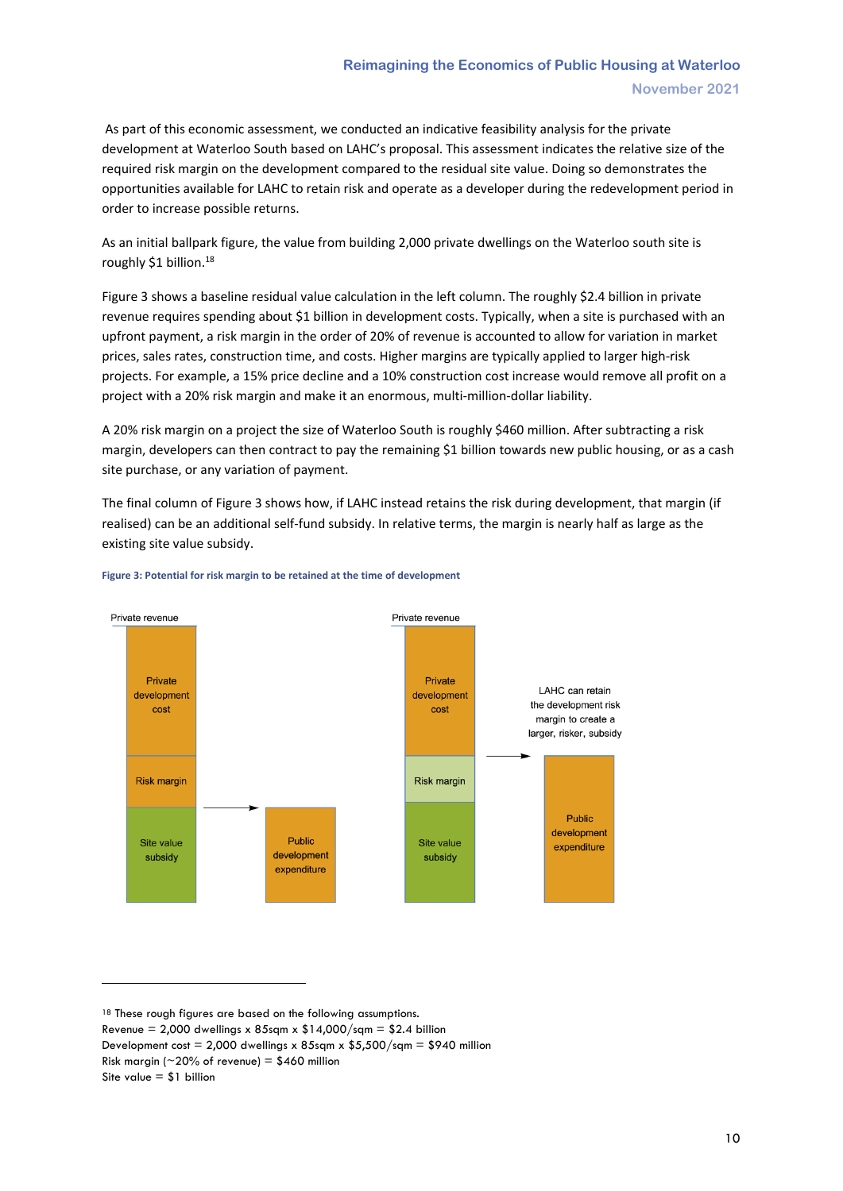As part of this economic assessment, we conducted an indicative feasibility analysis for the private development at Waterloo South based on LAHC's proposal. This assessment indicates the relative size of the required risk margin on the development compared to the residual site value. Doing so demonstrates the opportunities available for LAHC to retain risk and operate as a developer during the redevelopment period in order to increase possible returns.

As an initial ballpark figure, the value from building 2,000 private dwellings on the Waterloo south site is roughly $1 billion.[18]

Figure 3 shows a baseline residual value calculation in the left column. The roughly $2.4 billion in private revenue requires spending about $1 billion in development costs. Typically, when a site is purchased with an upfront payment, a risk margin in the order of 20% of revenue is accounted to allow for variation in market prices, sales rates, construction time, and costs. Higher margins are typically applied to larger high-risk projects. For example, a 15% price decline and a 10% construction cost increase would remove all profit on a project with a 20% risk margin and make it an enormous, multi-million-dollar liability.

A 20% risk margin on a project the size of Waterloo South is roughly $460 million. After subtracting a risk margin, developers can then contract to pay the remaining $1 billion towards new public housing, or as a cash site purchase, or any variation of payment.

The final column of Figure 3 shows how, if LAHC instead retains the risk during development, that margin (if realised) can be an additional self-fund subsidy. In relative terms, the margin is nearly half as large as the existing site value subsidy.

**Figure 3: Potential for risk margin to be retained at the time of development**

Private revenue

Private development cost

Risk margin

Site value subsidy

Public development expenditure

Private revenue

Private development cost

Risk margin

Site value subsidy

LAHC can retain the development risk margin to create a larger, risker, subsidy

Public development expenditure

---

[18] These rough figures are based on the following assumptions.
Revenue = 2,000 dwellings x 85sqm x $14,000/sqm = $2.4 billion
Development cost = 2,000 dwellings x 85sqm x $5,500/sqm = $940 million
Risk margin (~20% of revenue) = $460 million
Site value = $1 billion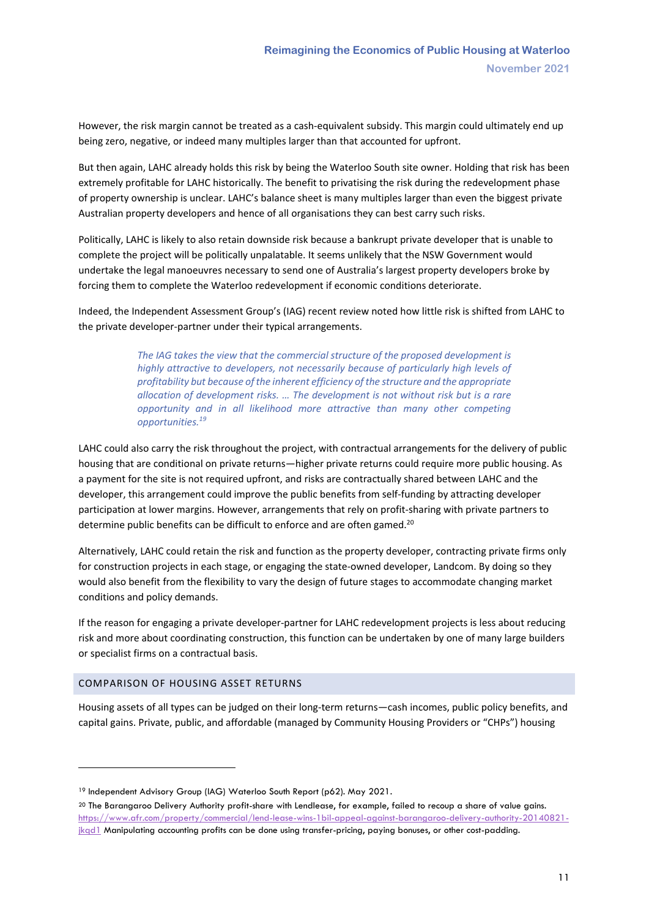However, the risk margin cannot be treated as a cash-equivalent subsidy. This margin could ultimately end up being zero, negative, or indeed many multiples larger than that accounted for upfront.

But then again, LAHC already holds this risk by being the Waterloo South site owner. Holding that risk has been extremely profitable for LAHC historically. The benefit to privatising the risk during the redevelopment phase of property ownership is unclear. LAHC's balance sheet is many multiples larger than even the biggest private Australian property developers and hence of all organisations they can best carry such risks.

Politically, LAHC is likely to also retain downside risk because a bankrupt private developer that is unable to complete the project will be politically unpalatable. It seems unlikely that the NSW Government would undertake the legal manoeuvres necessary to send one of Australia's largest property developers broke by forcing them to complete the Waterloo redevelopment if economic conditions deteriorate.

Indeed, the Independent Assessment Group's (IAG) recent review noted how little risk is shifted from LAHC to the private developer-partner under their typical arrangements.

> *The IAG takes the view that the commercial structure of the proposed development is highly attractive to developers, not necessarily because of particularly high levels of profitability but because of the inherent efficiency of the structure and the appropriate allocation of development risks. … The development is not without risk but is a rare opportunity and in all likelihood more attractive than many other competing opportunities.*[19]

LAHC could also carry the risk throughout the project, with contractual arrangements for the delivery of public housing that are conditional on private returns—higher private returns could require more public housing. As a payment for the site is not required upfront, and risks are contractually shared between LAHC and the developer, this arrangement could improve the public benefits from self-funding by attracting developer participation at lower margins. However, arrangements that rely on profit-sharing with private partners to determine public benefits can be difficult to enforce and are often gamed.[20]

Alternatively, LAHC could retain the risk and function as the property developer, contracting private firms only for construction projects in each stage, or engaging the state-owned developer, Landcom. By doing so they would also benefit from the flexibility to vary the design of future stages to accommodate changing market conditions and policy demands.

If the reason for engaging a private developer-partner for LAHC redevelopment projects is less about reducing risk and more about coordinating construction, this function can be undertaken by one of many large builders or specialist firms on a contractual basis.

## COMPARISON OF HOUSING ASSET RETURNS

Housing assets of all types can be judged on their long-term returns—cash incomes, public policy benefits, and capital gains. Private, public, and affordable (managed by Community Housing Providers or "CHPs") housing

---

[19] Independent Advisory Group (IAG) Waterloo South Report (p62). May 2021.

[20] The Barangaroo Delivery Authority profit-share with Lendlease, for example, failed to recoup a share of value gains. https://www.afr.com/property/commercial/lend-lease-wins-1bil-appeal-against-barangaroo-delivery-authority-20140821-jkqd1 Manipulating accounting profits can be done using transfer-pricing, paying bonuses, or other cost-padding.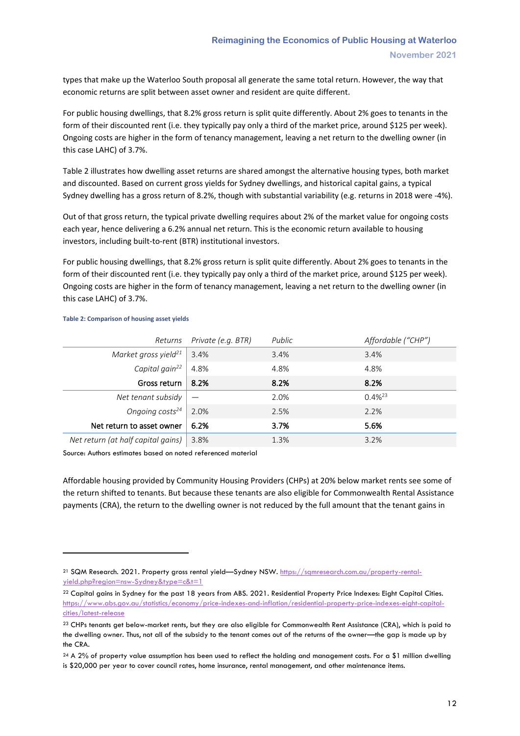types that make up the Waterloo South proposal all generate the same total return. However, the way that economic returns are split between asset owner and resident are quite different.

For public housing dwellings, that 8.2% gross return is split quite differently. About 2% goes to tenants in the form of their discounted rent (i.e. they typically pay only a third of the market price, around $125 per week). Ongoing costs are higher in the form of tenancy management, leaving a net return to the dwelling owner (in this case LAHC) of 3.7%.

Table 2 illustrates how dwelling asset returns are shared amongst the alternative housing types, both market and discounted. Based on current gross yields for Sydney dwellings, and historical capital gains, a typical Sydney dwelling has a gross return of 8.2%, though with substantial variability (e.g. returns in 2018 were -4%).

Out of that gross return, the typical private dwelling requires about 2% of the market value for ongoing costs each year, hence delivering a 6.2% annual net return. This is the economic return available to housing investors, including built-to-rent (BTR) institutional investors.

For public housing dwellings, that 8.2% gross return is split quite differently. About 2% goes to tenants in the form of their discounted rent (i.e. they typically pay only a third of the market price, around $125 per week). Ongoing costs are higher in the form of tenancy management, leaving a net return to the dwelling owner (in this case LAHC) of 3.7%.

**Table 2: Comparison of housing asset yields**

| *Returns* | *Private (e.g. BTR)* | *Public* | *Affordable ("CHP")* |
|---|---|---|---|
| *Market gross yield*[21] | 3.4% | 3.4% | 3.4% |
| *Capital gain*[22] | 4.8% | 4.8% | 4.8% |
| **Gross return** | **8.2%** | **8.2%** | **8.2%** |
| *Net tenant subsidy* | — | 2.0% | 0.4%[23] |
| *Ongoing costs*[24] | 2.0% | 2.5% | 2.2% |
| **Net return to asset owner** | **6.2%** | **3.7%** | **5.6%** |
| *Net return (at half capital gains)* | 3.8% | 1.3% | 3.2% |

Source: Authors estimates based on noted referenced material

Affordable housing provided by Community Housing Providers (CHPs) at 20% below market rents see some of the return shifted to tenants. But because these tenants are also eligible for Commonwealth Rental Assistance payments (CRA), the return to the dwelling owner is not reduced by the full amount that the tenant gains in

---

[21] SQM Research. 2021. Property gross rental yield—Sydney NSW. https://sqmresearch.com.au/property-rental-yield.php?region=nsw-Sydney&type=c&t=1

[22] Capital gains in Sydney for the past 18 years from ABS. 2021. Residential Property Price Indexes: Eight Capital Cities. https://www.abs.gov.au/statistics/economy/price-indexes-and-inflation/residential-property-price-indexes-eight-capital-cities/latest-release

[23] CHPs tenants get below-market rents, but they are also eligible for Commonwealth Rent Assistance (CRA), which is paid to the dwelling owner. Thus, not all of the subsidy to the tenant comes out of the returns of the owner—the gap is made up by the CRA.

[24] A 2% of property value assumption has been used to reflect the holding and management costs. For a $1 million dwelling is $20,000 per year to cover council rates, home insurance, rental management, and other maintenance items.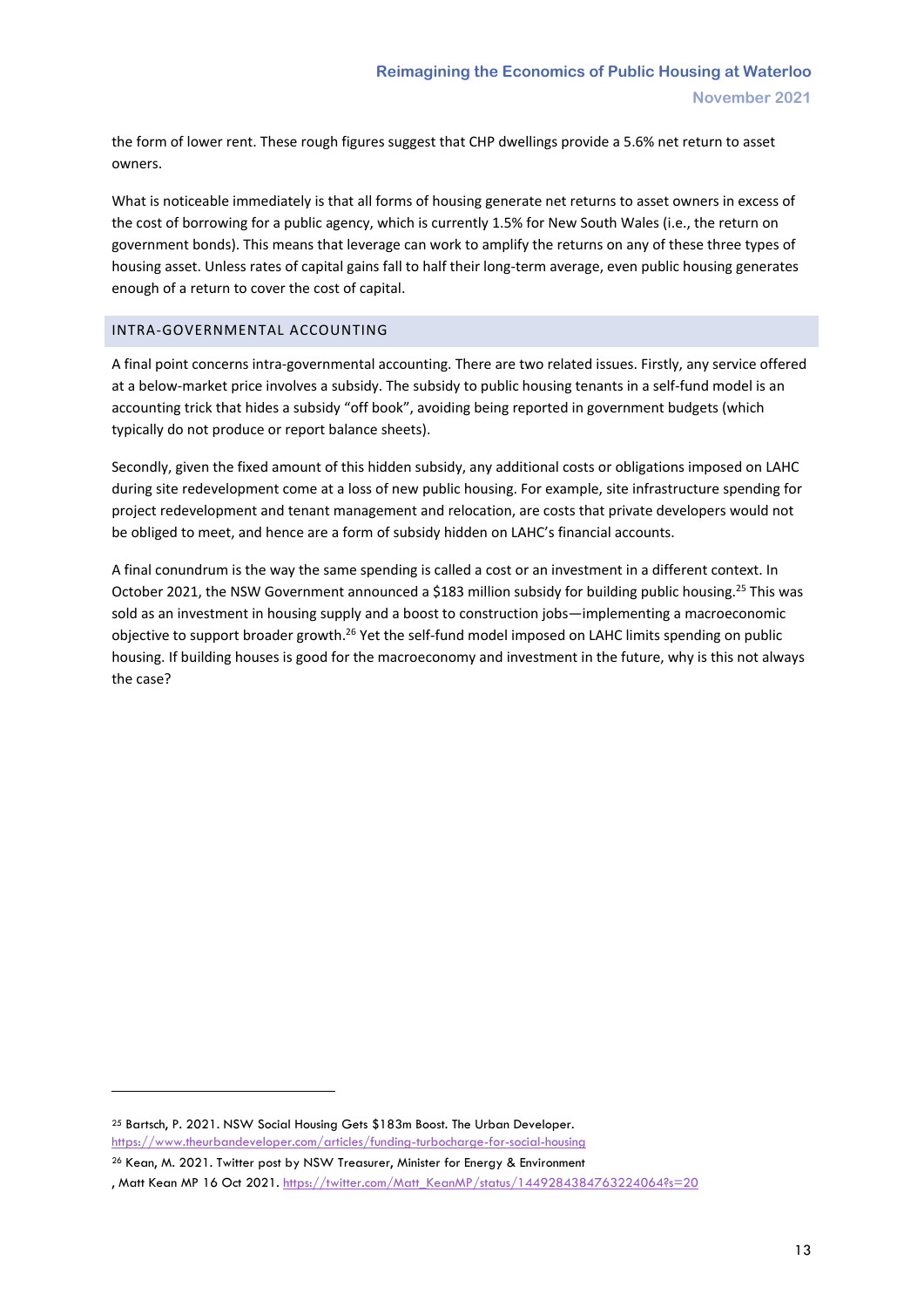the form of lower rent. These rough figures suggest that CHP dwellings provide a 5.6% net return to asset owners.

What is noticeable immediately is that all forms of housing generate net returns to asset owners in excess of the cost of borrowing for a public agency, which is currently 1.5% for New South Wales (i.e., the return on government bonds). This means that leverage can work to amplify the returns on any of these three types of housing asset. Unless rates of capital gains fall to half their long-term average, even public housing generates enough of a return to cover the cost of capital.

## INTRA-GOVERNMENTAL ACCOUNTING

A final point concerns intra-governmental accounting. There are two related issues. Firstly, any service offered at a below-market price involves a subsidy. The subsidy to public housing tenants in a self-fund model is an accounting trick that hides a subsidy "off book", avoiding being reported in government budgets (which typically do not produce or report balance sheets).

Secondly, given the fixed amount of this hidden subsidy, any additional costs or obligations imposed on LAHC during site redevelopment come at a loss of new public housing. For example, site infrastructure spending for project redevelopment and tenant management and relocation, are costs that private developers would not be obliged to meet, and hence are a form of subsidy hidden on LAHC's financial accounts.

A final conundrum is the way the same spending is called a cost or an investment in a different context. In October 2021, the NSW Government announced a $183 million subsidy for building public housing.[25] This was sold as an investment in housing supply and a boost to construction jobs—implementing a macroeconomic objective to support broader growth.[26] Yet the self-fund model imposed on LAHC limits spending on public housing. If building houses is good for the macroeconomy and investment in the future, why is this not always the case?

---

[25] Bartsch, P. 2021. NSW Social Housing Gets $183m Boost. The Urban Developer. https://www.theurbandeveloper.com/articles/funding-turbocharge-for-social-housing

[26] Kean, M. 2021. Twitter post by NSW Treasurer, Minister for Energy & Environment, Matt Kean MP 16 Oct 2021. https://twitter.com/Matt_KeanMP/status/1449284384763224064?s=20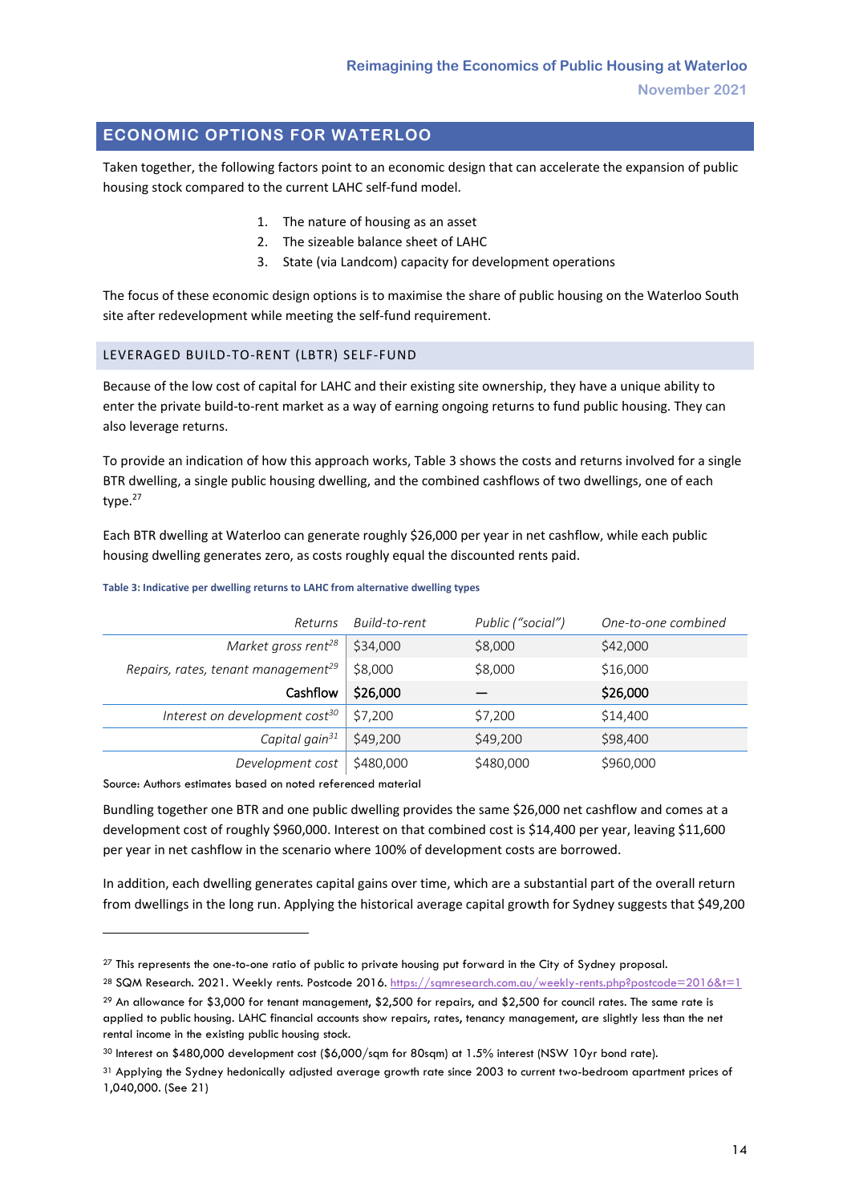## ECONOMIC OPTIONS FOR WATERLOO

Taken together, the following factors point to an economic design that can accelerate the expansion of public housing stock compared to the current LAHC self-fund model.

1. The nature of housing as an asset
2. The sizeable balance sheet of LAHC
3. State (via Landcom) capacity for development operations

The focus of these economic design options is to maximise the share of public housing on the Waterloo South site after redevelopment while meeting the self-fund requirement.

### LEVERAGED BUILD-TO-RENT (LBTR) SELF-FUND

Because of the low cost of capital for LAHC and their existing site ownership, they have a unique ability to enter the private build-to-rent market as a way of earning ongoing returns to fund public housing. They can also leverage returns.

To provide an indication of how this approach works, Table 3 shows the costs and returns involved for a single BTR dwelling, a single public housing dwelling, and the combined cashflows of two dwellings, one of each type.[27]

Each BTR dwelling at Waterloo can generate roughly $26,000 per year in net cashflow, while each public housing dwelling generates zero, as costs roughly equal the discounted rents paid.

**Table 3: Indicative per dwelling returns to LAHC from alternative dwelling types**

| *Returns* | *Build-to-rent* | *Public ("social")* | *One-to-one combined* |
|---|---|---|---|
| *Market gross rent*[28] | $34,000 | $8,000 | $42,000 |
| *Repairs, rates, tenant management*[29] | $8,000 | $8,000 | $16,000 |
| **Cashflow** | **$26,000** | **—** | **$26,000** |
| *Interest on development cost*[30] | $7,200 | $7,200 | $14,400 |
| *Capital gain*[31] | $49,200 | $49,200 | $98,400 |
| *Development cost* | $480,000 | $480,000 | $960,000 |

Source: Authors estimates based on noted referenced material

Bundling together one BTR and one public dwelling provides the same $26,000 net cashflow and comes at a development cost of roughly $960,000. Interest on that combined cost is $14,400 per year, leaving $11,600 per year in net cashflow in the scenario where 100% of development costs are borrowed.

In addition, each dwelling generates capital gains over time, which are a substantial part of the overall return from dwellings in the long run. Applying the historical average capital growth for Sydney suggests that $49,200

---

[27] This represents the one-to-one ratio of public to private housing put forward in the City of Sydney proposal.

[28] SQM Research. 2021. Weekly rents. Postcode 2016. https://sqmresearch.com.au/weekly-rents.php?postcode=2016&t=1

[29] An allowance for $3,000 for tenant management, $2,500 for repairs, and $2,500 for council rates. The same rate is applied to public housing. LAHC financial accounts show repairs, rates, tenancy management, are slightly less than the net rental income in the existing public housing stock.

[30] Interest on $480,000 development cost ($6,000/sqm for 80sqm) at 1.5% interest (NSW 10yr bond rate).

[31] Applying the Sydney hedonically adjusted average growth rate since 2003 to current two-bedroom apartment prices of 1,040,000. (See 21)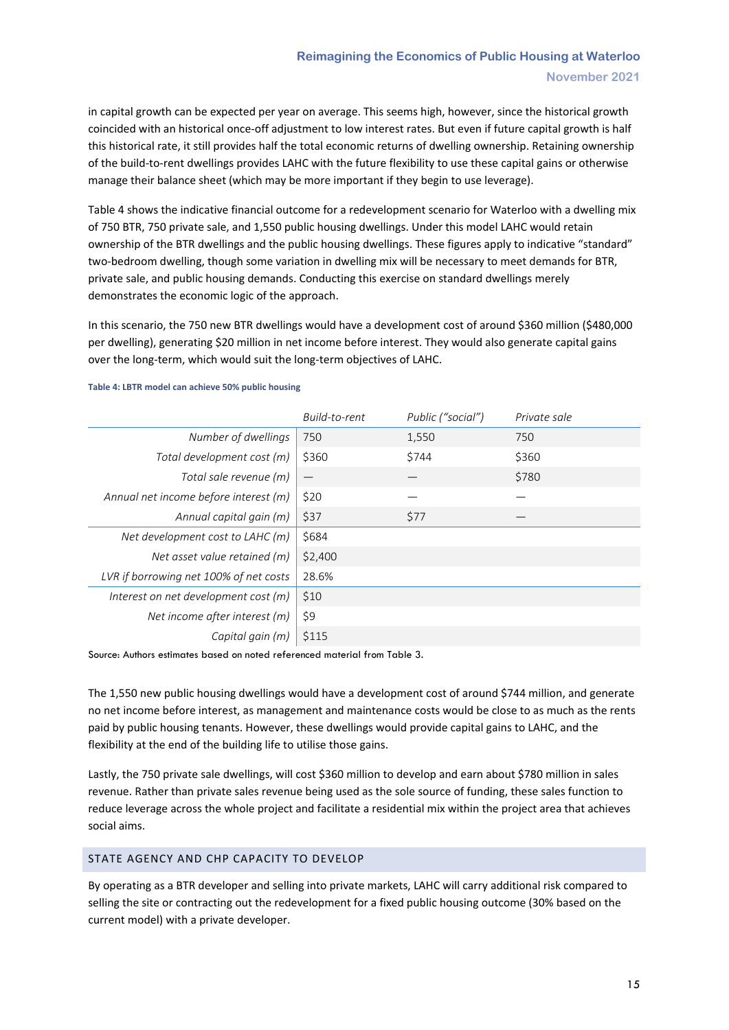in capital growth can be expected per year on average. This seems high, however, since the historical growth coincided with an historical once-off adjustment to low interest rates. But even if future capital growth is half this historical rate, it still provides half the total economic returns of dwelling ownership. Retaining ownership of the build-to-rent dwellings provides LAHC with the future flexibility to use these capital gains or otherwise manage their balance sheet (which may be more important if they begin to use leverage).

Table 4 shows the indicative financial outcome for a redevelopment scenario for Waterloo with a dwelling mix of 750 BTR, 750 private sale, and 1,550 public housing dwellings. Under this model LAHC would retain ownership of the BTR dwellings and the public housing dwellings. These figures apply to indicative "standard" two-bedroom dwelling, though some variation in dwelling mix will be necessary to meet demands for BTR, private sale, and public housing demands. Conducting this exercise on standard dwellings merely demonstrates the economic logic of the approach.

In this scenario, the 750 new BTR dwellings would have a development cost of around $360 million ($480,000 per dwelling), generating $20 million in net income before interest. They would also generate capital gains over the long-term, which would suit the long-term objectives of LAHC.

**Table 4: LBTR model can achieve 50% public housing**

| | *Build-to-rent* | *Public ("social")* | *Private sale* |
|---|---|---|---|
| *Number of dwellings* | 750 | 1,550 | 750 |
| *Total development cost (m)* | $360 | $744 | $360 |
| *Total sale revenue (m)* | — | — | $780 |
| *Annual net income before interest (m)* | $20 | — | — |
| *Annual capital gain (m)* | $37 | $77 | — |
| *Net development cost to LAHC (m)* | $684 | | |
| *Net asset value retained (m)* | $2,400 | | |
| *LVR if borrowing net 100% of net costs* | 28.6% | | |
| *Interest on net development cost (m)* | $10 | | |
| *Net income after interest (m)* | $9 | | |
| *Capital gain (m)* | $115 | | |

Source: Authors estimates based on noted referenced material from Table 3.

The 1,550 new public housing dwellings would have a development cost of around $744 million, and generate no net income before interest, as management and maintenance costs would be close to as much as the rents paid by public housing tenants. However, these dwellings would provide capital gains to LAHC, and the flexibility at the end of the building life to utilise those gains.

Lastly, the 750 private sale dwellings, will cost $360 million to develop and earn about $780 million in sales revenue. Rather than private sales revenue being used as the sole source of funding, these sales function to reduce leverage across the whole project and facilitate a residential mix within the project area that achieves social aims.

## STATE AGENCY AND CHP CAPACITY TO DEVELOP

By operating as a BTR developer and selling into private markets, LAHC will carry additional risk compared to selling the site or contracting out the redevelopment for a fixed public housing outcome (30% based on the current model) with a private developer.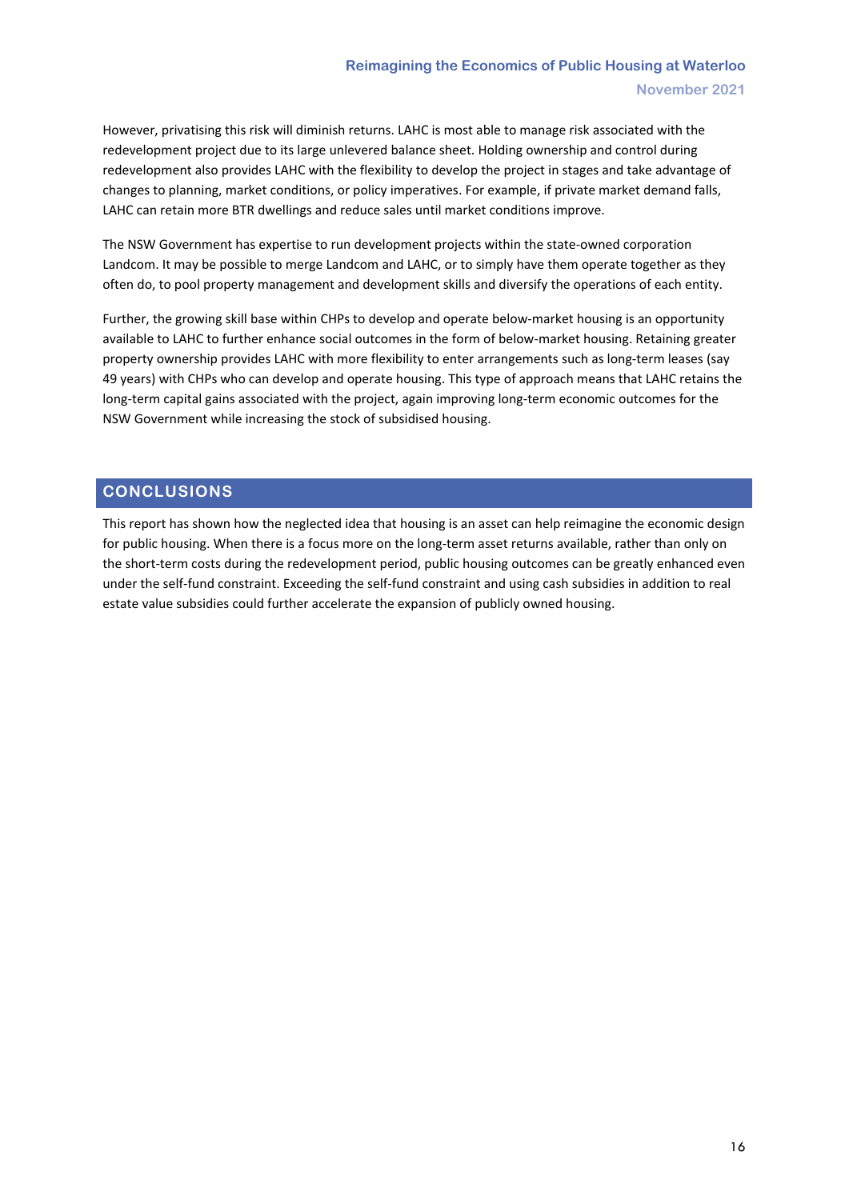However, privatising this risk will diminish returns. LAHC is most able to manage risk associated with the redevelopment project due to its large unlevered balance sheet. Holding ownership and control during redevelopment also provides LAHC with the flexibility to develop the project in stages and take advantage of changes to planning, market conditions, or policy imperatives. For example, if private market demand falls, LAHC can retain more BTR dwellings and reduce sales until market conditions improve.

The NSW Government has expertise to run development projects within the state-owned corporation Landcom. It may be possible to merge Landcom and LAHC, or to simply have them operate together as they often do, to pool property management and development skills and diversify the operations of each entity.

Further, the growing skill base within CHPs to develop and operate below-market housing is an opportunity available to LAHC to further enhance social outcomes in the form of below-market housing. Retaining greater property ownership provides LAHC with more flexibility to enter arrangements such as long-term leases (say 49 years) with CHPs who can develop and operate housing. This type of approach means that LAHC retains the long-term capital gains associated with the project, again improving long-term economic outcomes for the NSW Government while increasing the stock of subsidised housing.

## CONCLUSIONS

This report has shown how the neglected idea that housing is an asset can help reimagine the economic design for public housing. When there is a focus more on the long-term asset returns available, rather than only on the short-term costs during the redevelopment period, public housing outcomes can be greatly enhanced even under the self-fund constraint. Exceeding the self-fund constraint and using cash subsidies in addition to real estate value subsidies could further accelerate the expansion of publicly owned housing.